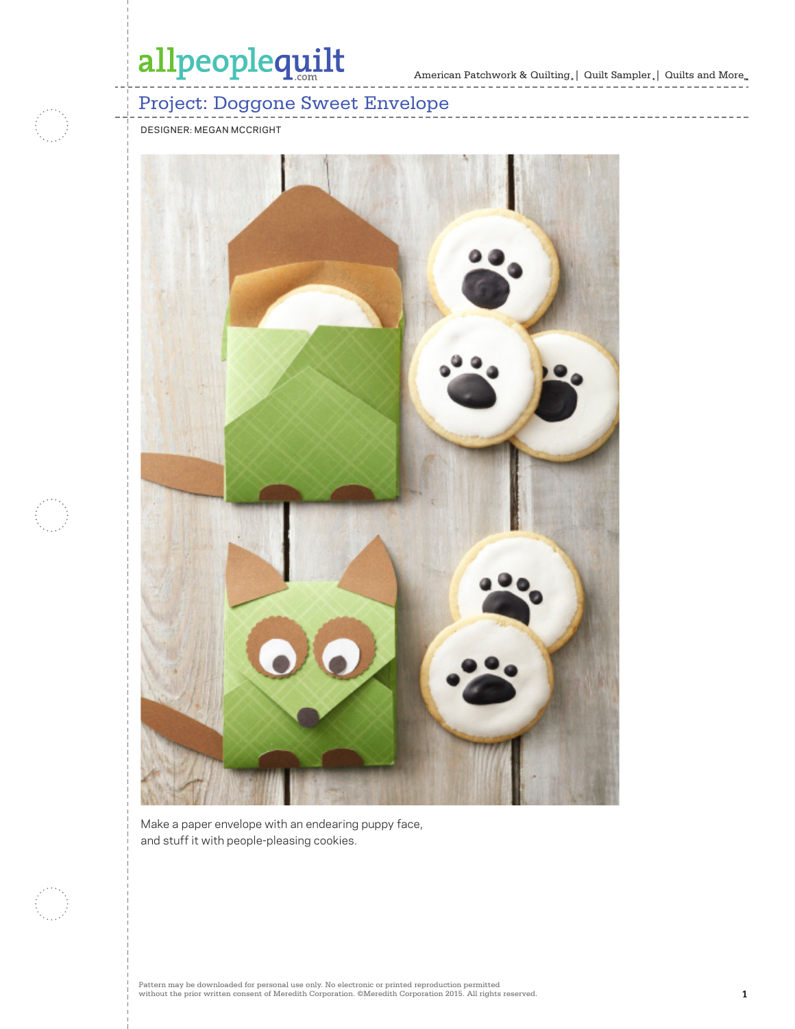# Project: Doggone Sweet Envelope

DESIGNER: MEGAN MCCRIGHT

Make a paper envelope with an endearing puppy face, and stuff it with people-pleasing cookies.

Pattern may be downloaded for personal use only. No electronic or printed reproduction permitted without the prior written consent of Meredith Corporation. ©Meredith Corporation 2015. All rights reserved.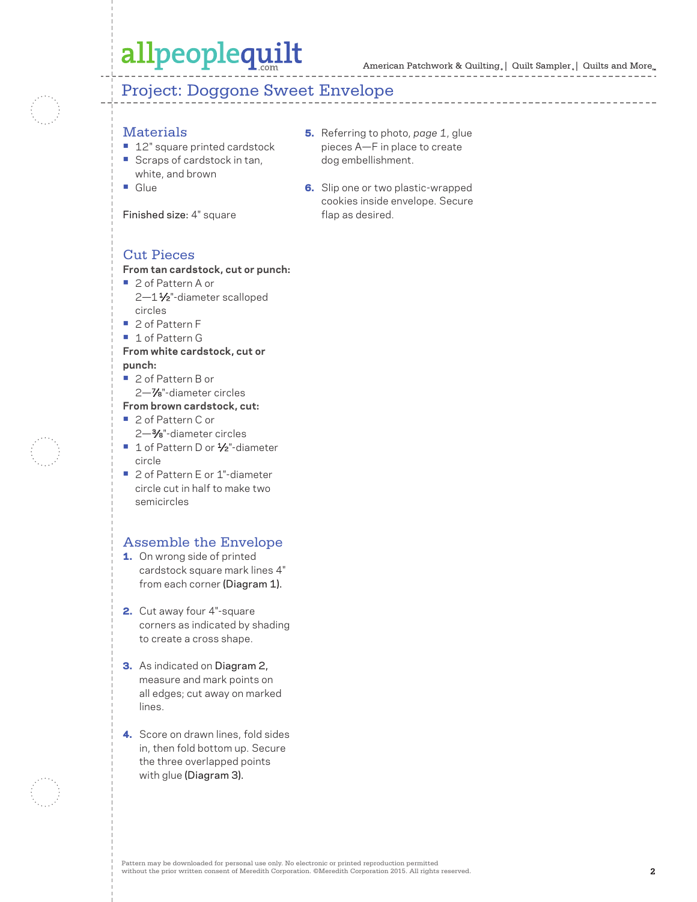# Project: Doggone Sweet Envelope

## Materials

- 12" square printed cardstock
- Scraps of cardstock in tan, white, and brown
- Glue

Finished size: 4" square

## Cut Pieces

**From tan cardstock, cut or punch:**

- 2 of Pattern A or 2—1½"-diameter scalloped circles
- 2 of Pattern F
- 1 of Pattern G

**From white cardstock, cut or punch:**

- 2 of Pattern B or 2—⅞"-diameter circles

**From brown cardstock, cut:**

- 2 of Pattern C or 2—⅜"-diameter circles
- 1 of Pattern D or ½"-diameter circle
- 2 of Pattern E or 1"-diameter circle cut in half to make two semicircles

## Assemble the Envelope

1. On wrong side of printed cardstock square mark lines 4" from each corner (Diagram 1).
2. Cut away four 4"-square corners as indicated by shading to create a cross shape.
3. As indicated on Diagram 2, measure and mark points on all edges; cut away on marked lines.
4. Score on drawn lines, fold sides in, then fold bottom up. Secure the three overlapped points with glue (Diagram 3).
5. Referring to photo, *page 1*, glue pieces A—F in place to create dog embellishment.
6. Slip one or two plastic-wrapped cookies inside envelope. Secure flap as desired.

Pattern may be downloaded for personal use only. No electronic or printed reproduction permitted without the prior written consent of Meredith Corporation. ©Meredith Corporation 2015. All rights reserved.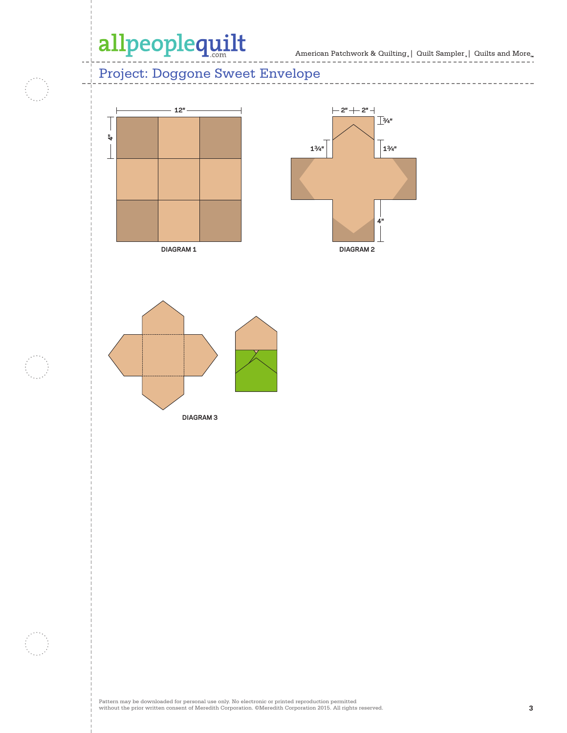# Project: Doggone Sweet Envelope

12"

4"

DIAGRAM 1

2" 2"

¾"

1¾" 1¾"

4"

DIAGRAM 2

DIAGRAM 3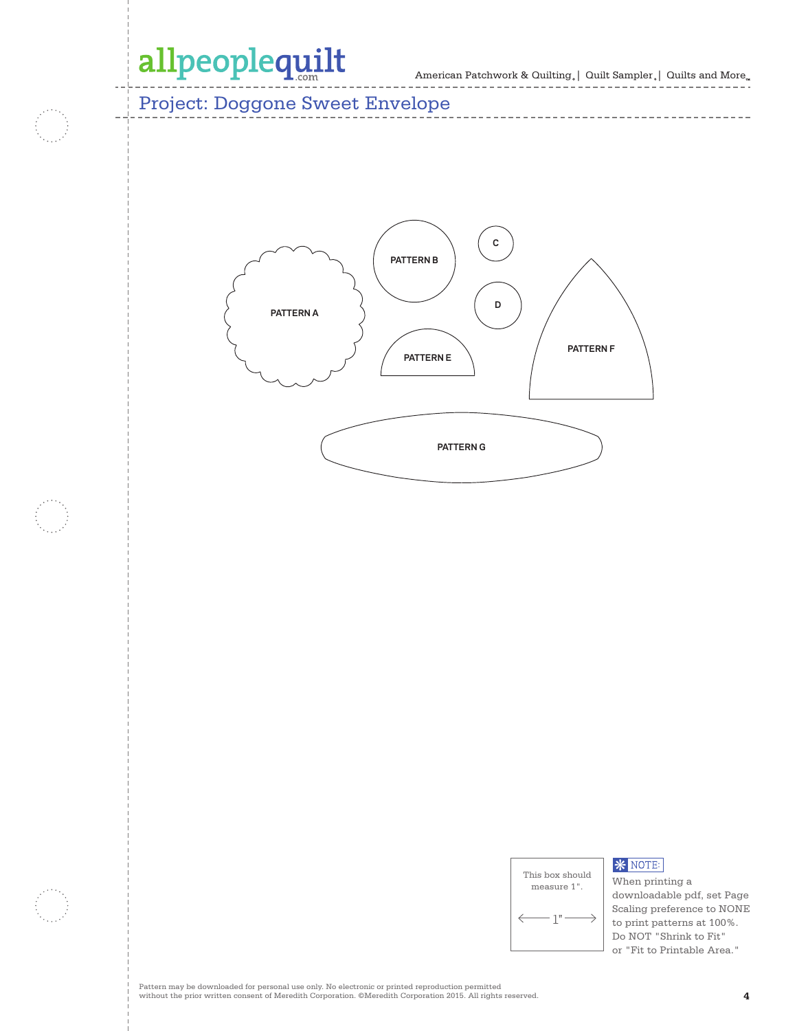# Project: Doggone Sweet Envelope

PATTERN A

PATTERN B

C

D

PATTERN E

PATTERN F

PATTERN G

This box should measure 1".

1"

NOTE:

When printing a downloadable pdf, set Page Scaling preference to NONE to print patterns at 100%. Do NOT "Shrink to Fit" or "Fit to Printable Area."

Pattern may be downloaded for personal use only. No electronic or printed reproduction permitted without the prior written consent of Meredith Corporation. ©Meredith Corporation 2015. All rights reserved.